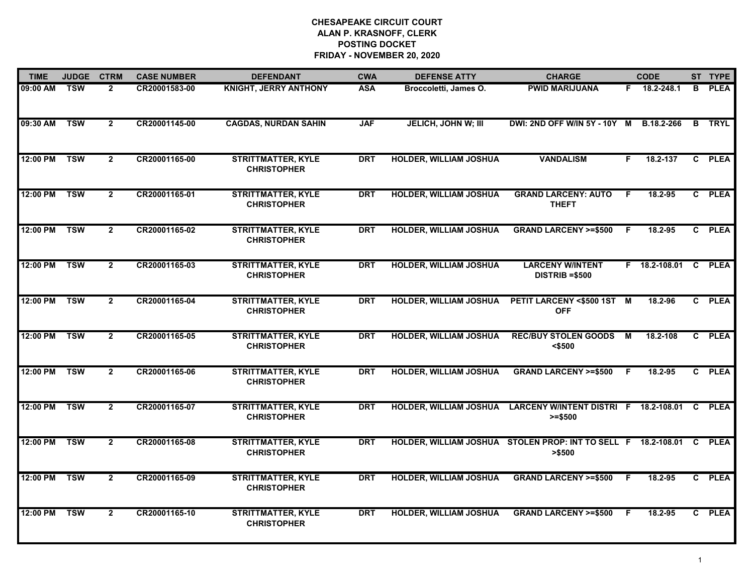**CHESAPEAKE CIRCUIT COURT**
**ALAN P. KRASNOFF, CLERK**
**POSTING DOCKET**
**FRIDAY - NOVEMBER 20, 2020**

| TIME | JUDGE | CTRM | CASE NUMBER | DEFENDANT | CWA | DEFENSE ATTY | CHARGE | | CODE | ST | TYPE |
|---|---|---|---|---|---|---|---|---|---|---|---|
| 09:00 AM | TSW | 2 | CR20001583-00 | KNIGHT, JERRY ANTHONY | ASA | Broccoletti, James O. | PWID MARIJUANA | F | 18.2-248.1 | B | PLEA |
| 09:30 AM | TSW | 2 | CR20001145-00 | CAGDAS, NURDAN SAHIN | JAF | JELICH, JOHN W; III | DWI: 2ND OFF W/IN 5Y - 10Y | M | B.18.2-266 | B | TRYL |
| 12:00 PM | TSW | 2 | CR20001165-00 | STRITTMATTER, KYLE CHRISTOPHER | DRT | HOLDER, WILLIAM JOSHUA | VANDALISM | F | 18.2-137 | C | PLEA |
| 12:00 PM | TSW | 2 | CR20001165-01 | STRITTMATTER, KYLE CHRISTOPHER | DRT | HOLDER, WILLIAM JOSHUA | GRAND LARCENY: AUTO THEFT | F | 18.2-95 | C | PLEA |
| 12:00 PM | TSW | 2 | CR20001165-02 | STRITTMATTER, KYLE CHRISTOPHER | DRT | HOLDER, WILLIAM JOSHUA | GRAND LARCENY >=$500 | F | 18.2-95 | C | PLEA |
| 12:00 PM | TSW | 2 | CR20001165-03 | STRITTMATTER, KYLE CHRISTOPHER | DRT | HOLDER, WILLIAM JOSHUA | LARCENY W/INTENT DISTRIB =$500 | F | 18.2-108.01 | C | PLEA |
| 12:00 PM | TSW | 2 | CR20001165-04 | STRITTMATTER, KYLE CHRISTOPHER | DRT | HOLDER, WILLIAM JOSHUA | PETIT LARCENY <$500 1ST OFF | M | 18.2-96 | C | PLEA |
| 12:00 PM | TSW | 2 | CR20001165-05 | STRITTMATTER, KYLE CHRISTOPHER | DRT | HOLDER, WILLIAM JOSHUA | REC/BUY STOLEN GOODS <$500 | M | 18.2-108 | C | PLEA |
| 12:00 PM | TSW | 2 | CR20001165-06 | STRITTMATTER, KYLE CHRISTOPHER | DRT | HOLDER, WILLIAM JOSHUA | GRAND LARCENY >=$500 | F | 18.2-95 | C | PLEA |
| 12:00 PM | TSW | 2 | CR20001165-07 | STRITTMATTER, KYLE CHRISTOPHER | DRT | HOLDER, WILLIAM JOSHUA | LARCENY W/INTENT DISTRI >=$500 | F | 18.2-108.01 | C | PLEA |
| 12:00 PM | TSW | 2 | CR20001165-08 | STRITTMATTER, KYLE CHRISTOPHER | DRT | HOLDER, WILLIAM JOSHUA | STOLEN PROP: INT TO SELL >$500 | F | 18.2-108.01 | C | PLEA |
| 12:00 PM | TSW | 2 | CR20001165-09 | STRITTMATTER, KYLE CHRISTOPHER | DRT | HOLDER, WILLIAM JOSHUA | GRAND LARCENY >=$500 | F | 18.2-95 | C | PLEA |
| 12:00 PM | TSW | 2 | CR20001165-10 | STRITTMATTER, KYLE CHRISTOPHER | DRT | HOLDER, WILLIAM JOSHUA | GRAND LARCENY >=$500 | F | 18.2-95 | C | PLEA |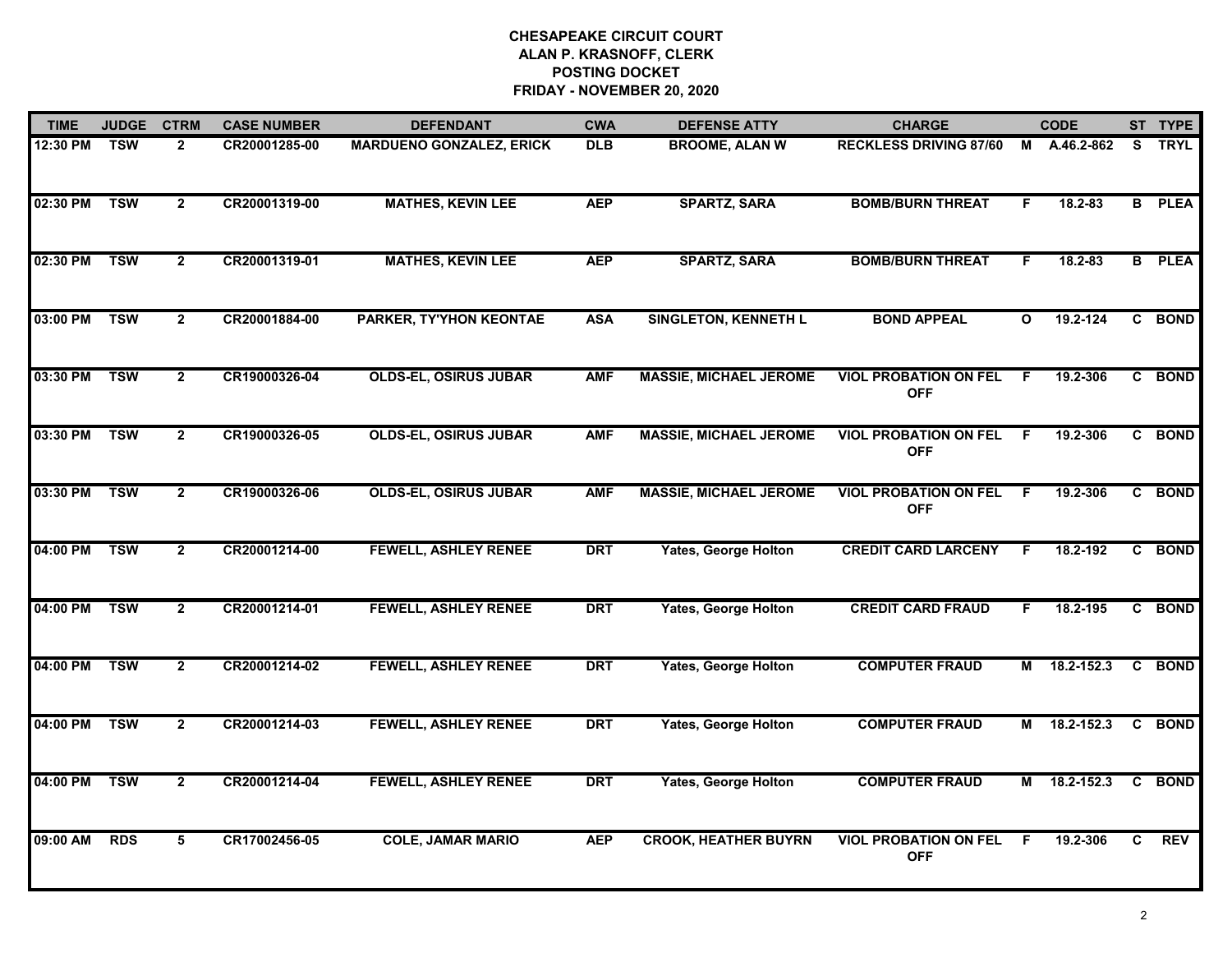**CHESAPEAKE CIRCUIT COURT**
**ALAN P. KRASNOFF, CLERK**
**POSTING DOCKET**
**FRIDAY - NOVEMBER 20, 2020**

| TIME | JUDGE | CTRM | CASE NUMBER | DEFENDANT | CWA | DEFENSE ATTY | CHARGE | | CODE | ST | TYPE |
|---|---|---|---|---|---|---|---|---|---|---|---|
| 12:30 PM | TSW | 2 | CR20001285-00 | MARDUENO GONZALEZ, ERICK | DLB | BROOME, ALAN W | RECKLESS DRIVING 87/60 | M | A.46.2-862 | S | TRYL |
| 02:30 PM | TSW | 2 | CR20001319-00 | MATHES, KEVIN LEE | AEP | SPARTZ, SARA | BOMB/BURN THREAT | F | 18.2-83 | B | PLEA |
| 02:30 PM | TSW | 2 | CR20001319-01 | MATHES, KEVIN LEE | AEP | SPARTZ, SARA | BOMB/BURN THREAT | F | 18.2-83 | B | PLEA |
| 03:00 PM | TSW | 2 | CR20001884-00 | PARKER, TY'YHON KEONTAE | ASA | SINGLETON, KENNETH L | BOND APPEAL | O | 19.2-124 | C | BOND |
| 03:30 PM | TSW | 2 | CR19000326-04 | OLDS-EL, OSIRUS JUBAR | AMF | MASSIE, MICHAEL JEROME | VIOL PROBATION ON FEL OFF | F | 19.2-306 | C | BOND |
| 03:30 PM | TSW | 2 | CR19000326-05 | OLDS-EL, OSIRUS JUBAR | AMF | MASSIE, MICHAEL JEROME | VIOL PROBATION ON FEL OFF | F | 19.2-306 | C | BOND |
| 03:30 PM | TSW | 2 | CR19000326-06 | OLDS-EL, OSIRUS JUBAR | AMF | MASSIE, MICHAEL JEROME | VIOL PROBATION ON FEL OFF | F | 19.2-306 | C | BOND |
| 04:00 PM | TSW | 2 | CR20001214-00 | FEWELL, ASHLEY RENEE | DRT | Yates, George Holton | CREDIT CARD LARCENY | F | 18.2-192 | C | BOND |
| 04:00 PM | TSW | 2 | CR20001214-01 | FEWELL, ASHLEY RENEE | DRT | Yates, George Holton | CREDIT CARD FRAUD | F | 18.2-195 | C | BOND |
| 04:00 PM | TSW | 2 | CR20001214-02 | FEWELL, ASHLEY RENEE | DRT | Yates, George Holton | COMPUTER FRAUD | M | 18.2-152.3 | C | BOND |
| 04:00 PM | TSW | 2 | CR20001214-03 | FEWELL, ASHLEY RENEE | DRT | Yates, George Holton | COMPUTER FRAUD | M | 18.2-152.3 | C | BOND |
| 04:00 PM | TSW | 2 | CR20001214-04 | FEWELL, ASHLEY RENEE | DRT | Yates, George Holton | COMPUTER FRAUD | M | 18.2-152.3 | C | BOND |
| 09:00 AM | RDS | 5 | CR17002456-05 | COLE, JAMAR MARIO | AEP | CROOK, HEATHER BUYRN | VIOL PROBATION ON FEL OFF | F | 19.2-306 | C | REV |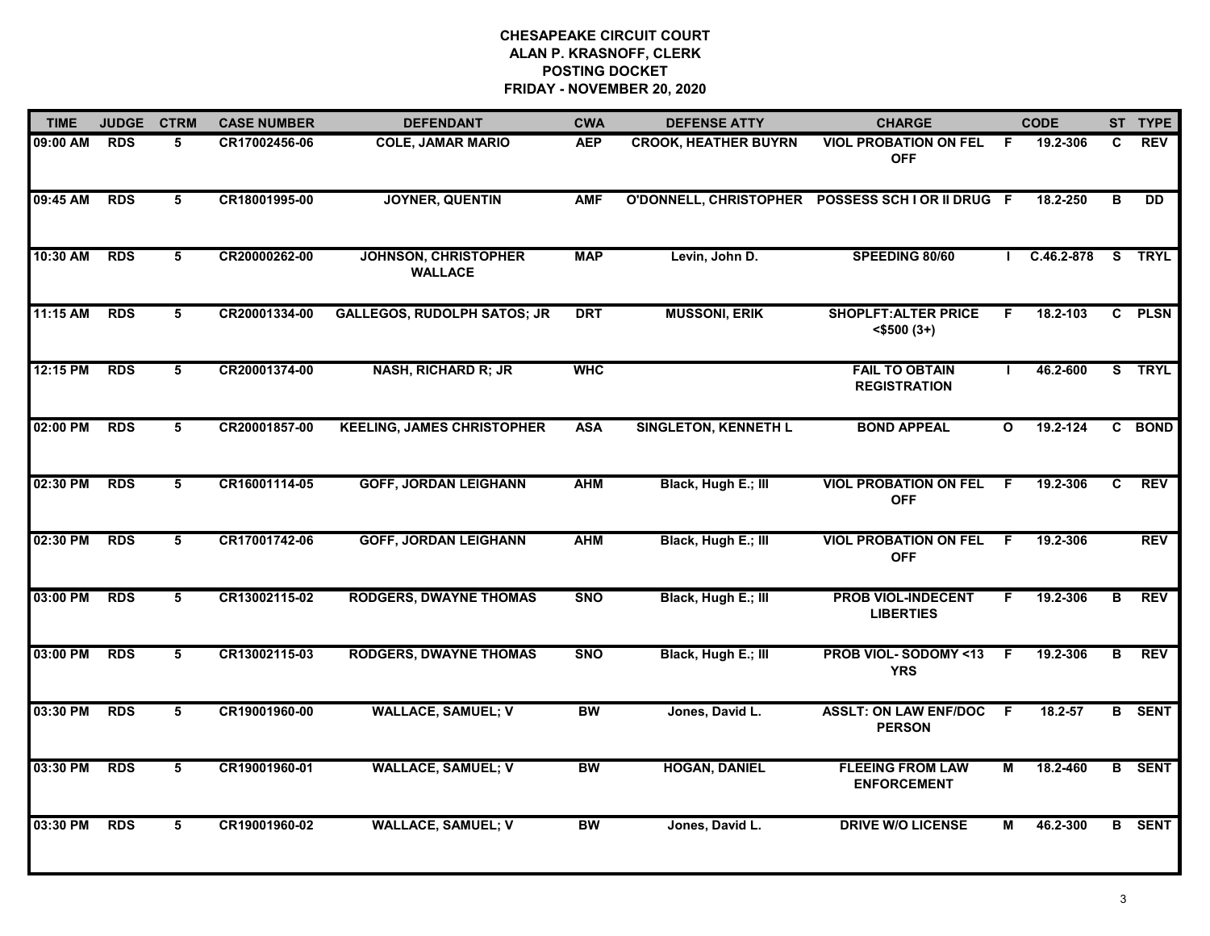# CHESAPEAKE CIRCUIT COURT
## ALAN P. KRASNOFF, CLERK
## POSTING DOCKET
## FRIDAY - NOVEMBER 20, 2020

| TIME | JUDGE | CTRM | CASE NUMBER | DEFENDANT | CWA | DEFENSE ATTY | CHARGE | | CODE | ST | TYPE |
|---|---|---|---|---|---|---|---|---|---|---|---|
| 09:00 AM | RDS | 5 | CR17002456-06 | COLE, JAMAR MARIO | AEP | CROOK, HEATHER BUYRN | VIOL PROBATION ON FEL OFF | F | 19.2-306 | C | REV |
| 09:45 AM | RDS | 5 | CR18001995-00 | JOYNER, QUENTIN | AMF | O'DONNELL, CHRISTOPHER | POSSESS SCH I OR II DRUG | F | 18.2-250 | B | DD |
| 10:30 AM | RDS | 5 | CR20000262-00 | JOHNSON, CHRISTOPHER WALLACE | MAP | Levin, John D. | SPEEDING 80/60 | I | C.46.2-878 | S | TRYL |
| 11:15 AM | RDS | 5 | CR20001334-00 | GALLEGOS, RUDOLPH SATOS; JR | DRT | MUSSONI, ERIK | SHOPLFT:ALTER PRICE <$500 (3+) | F | 18.2-103 | C | PLSN |
| 12:15 PM | RDS | 5 | CR20001374-00 | NASH, RICHARD R; JR | WHC | | FAIL TO OBTAIN REGISTRATION | I | 46.2-600 | S | TRYL |
| 02:00 PM | RDS | 5 | CR20001857-00 | KEELING, JAMES CHRISTOPHER | ASA | SINGLETON, KENNETH L | BOND APPEAL | O | 19.2-124 | C | BOND |
| 02:30 PM | RDS | 5 | CR16001114-05 | GOFF, JORDAN LEIGHANN | AHM | Black, Hugh E.; III | VIOL PROBATION ON FEL OFF | F | 19.2-306 | C | REV |
| 02:30 PM | RDS | 5 | CR17001742-06 | GOFF, JORDAN LEIGHANN | AHM | Black, Hugh E.; III | VIOL PROBATION ON FEL OFF | F | 19.2-306 | | REV |
| 03:00 PM | RDS | 5 | CR13002115-02 | RODGERS, DWAYNE THOMAS | SNO | Black, Hugh E.; III | PROB VIOL-INDECENT LIBERTIES | F | 19.2-306 | B | REV |
| 03:00 PM | RDS | 5 | CR13002115-03 | RODGERS, DWAYNE THOMAS | SNO | Black, Hugh E.; III | PROB VIOL- SODOMY <13 YRS | F | 19.2-306 | B | REV |
| 03:30 PM | RDS | 5 | CR19001960-00 | WALLACE, SAMUEL; V | BW | Jones, David L. | ASSLT: ON LAW ENF/DOC PERSON | F | 18.2-57 | B | SENT |
| 03:30 PM | RDS | 5 | CR19001960-01 | WALLACE, SAMUEL; V | BW | HOGAN, DANIEL | FLEEING FROM LAW ENFORCEMENT | M | 18.2-460 | B | SENT |
| 03:30 PM | RDS | 5 | CR19001960-02 | WALLACE, SAMUEL; V | BW | Jones, David L. | DRIVE W/O LICENSE | M | 46.2-300 | B | SENT |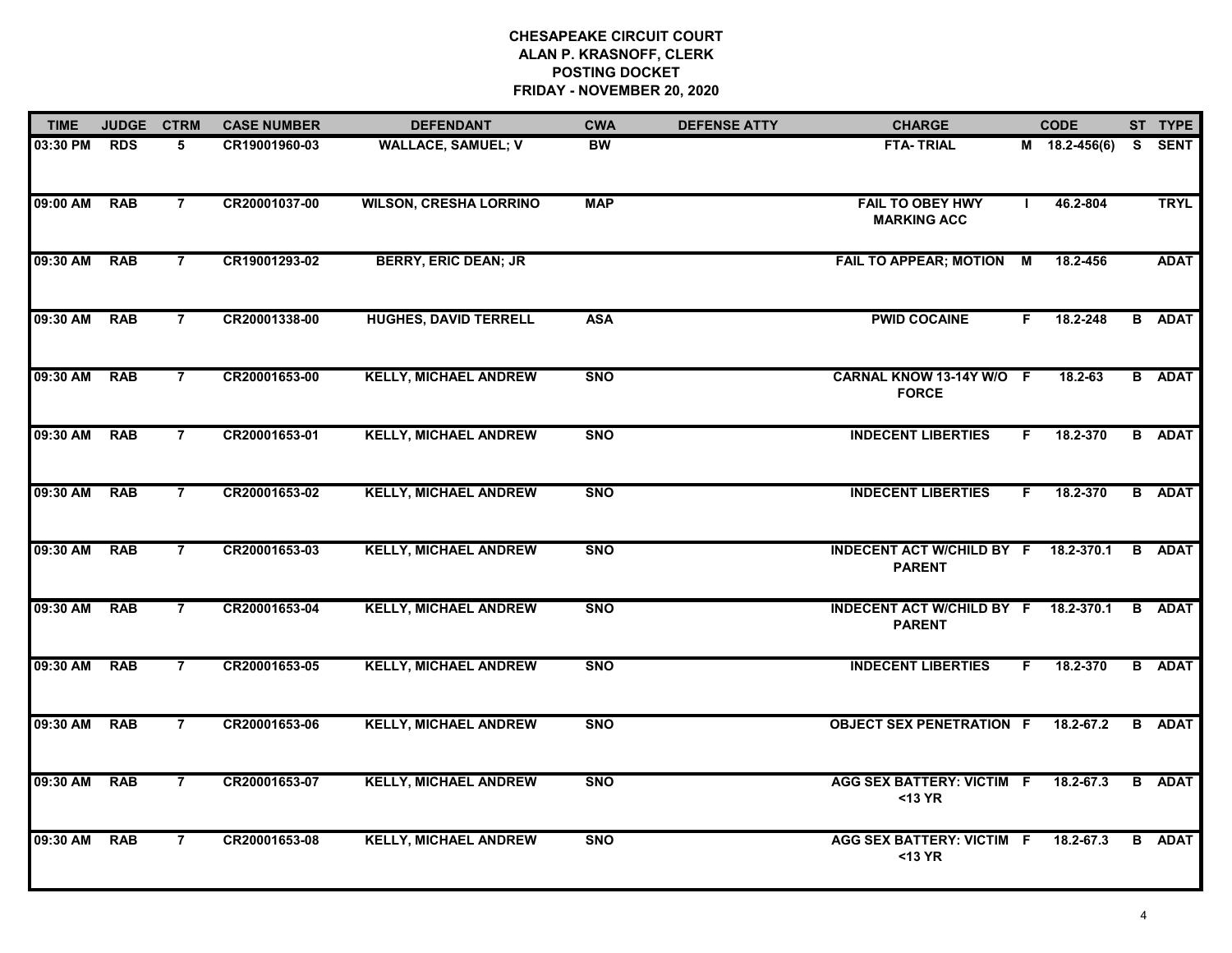**CHESAPEAKE CIRCUIT COURT**
**ALAN P. KRASNOFF, CLERK**
**POSTING DOCKET**
**FRIDAY - NOVEMBER 20, 2020**

| TIME | JUDGE | CTRM | CASE NUMBER | DEFENDANT | CWA | DEFENSE ATTY | CHARGE | | CODE | ST | TYPE |
|---|---|---|---|---|---|---|---|---|---|---|---|
| 03:30 PM | RDS | 5 | CR19001960-03 | WALLACE, SAMUEL; V | BW | | FTA- TRIAL | M | 18.2-456(6) | S | SENT |
| 09:00 AM | RAB | 7 | CR20001037-00 | WILSON, CRESHA LORRINO | MAP | | FAIL TO OBEY HWY MARKING ACC | I | 46.2-804 | | TRYL |
| 09:30 AM | RAB | 7 | CR19001293-02 | BERRY, ERIC DEAN; JR | | | FAIL TO APPEAR; MOTION | M | 18.2-456 | | ADAT |
| 09:30 AM | RAB | 7 | CR20001338-00 | HUGHES, DAVID TERRELL | ASA | | PWID COCAINE | F | 18.2-248 | B | ADAT |
| 09:30 AM | RAB | 7 | CR20001653-00 | KELLY, MICHAEL ANDREW | SNO | | CARNAL KNOW 13-14Y W/O FORCE | F | 18.2-63 | B | ADAT |
| 09:30 AM | RAB | 7 | CR20001653-01 | KELLY, MICHAEL ANDREW | SNO | | INDECENT LIBERTIES | F | 18.2-370 | B | ADAT |
| 09:30 AM | RAB | 7 | CR20001653-02 | KELLY, MICHAEL ANDREW | SNO | | INDECENT LIBERTIES | F | 18.2-370 | B | ADAT |
| 09:30 AM | RAB | 7 | CR20001653-03 | KELLY, MICHAEL ANDREW | SNO | | INDECENT ACT W/CHILD BY PARENT | F | 18.2-370.1 | B | ADAT |
| 09:30 AM | RAB | 7 | CR20001653-04 | KELLY, MICHAEL ANDREW | SNO | | INDECENT ACT W/CHILD BY PARENT | F | 18.2-370.1 | B | ADAT |
| 09:30 AM | RAB | 7 | CR20001653-05 | KELLY, MICHAEL ANDREW | SNO | | INDECENT LIBERTIES | F | 18.2-370 | B | ADAT |
| 09:30 AM | RAB | 7 | CR20001653-06 | KELLY, MICHAEL ANDREW | SNO | | OBJECT SEX PENETRATION | F | 18.2-67.2 | B | ADAT |
| 09:30 AM | RAB | 7 | CR20001653-07 | KELLY, MICHAEL ANDREW | SNO | | AGG SEX BATTERY: VICTIM <13 YR | F | 18.2-67.3 | B | ADAT |
| 09:30 AM | RAB | 7 | CR20001653-08 | KELLY, MICHAEL ANDREW | SNO | | AGG SEX BATTERY: VICTIM <13 YR | F | 18.2-67.3 | B | ADAT |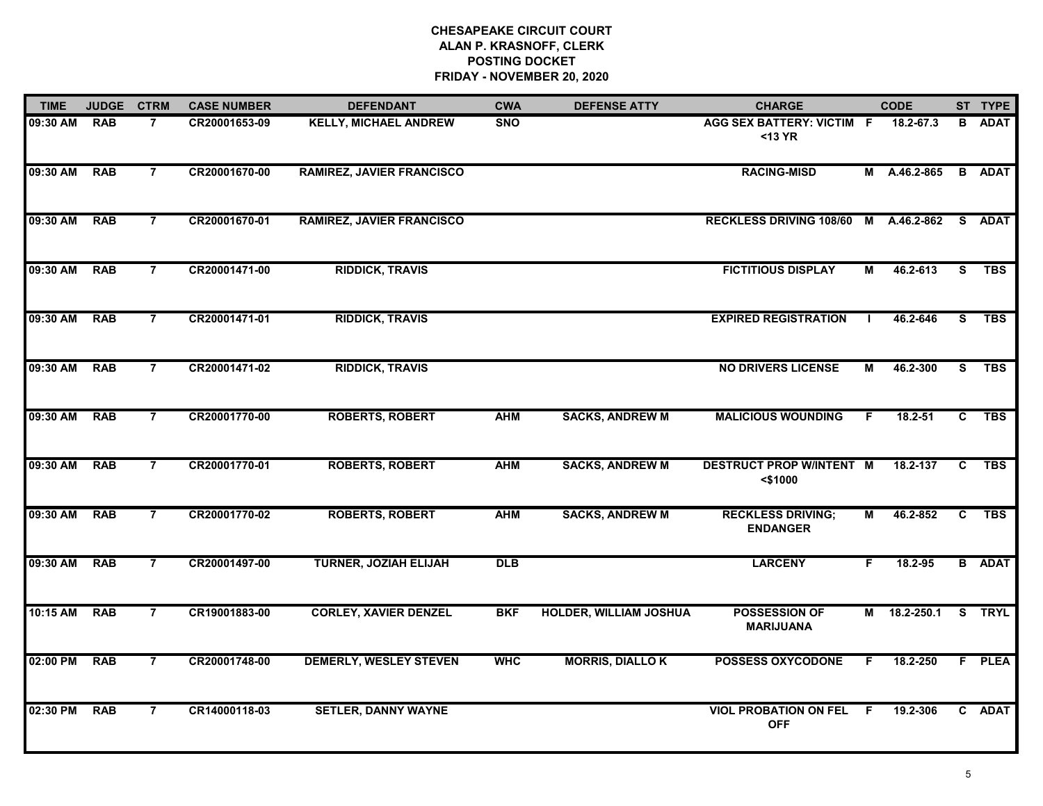**CHESAPEAKE CIRCUIT COURT**
**ALAN P. KRASNOFF, CLERK**
**POSTING DOCKET**
**FRIDAY - NOVEMBER 20, 2020**

| TIME | JUDGE | CTRM | CASE NUMBER | DEFENDANT | CWA | DEFENSE ATTY | CHARGE | | CODE | ST | TYPE |
|---|---|---|---|---|---|---|---|---|---|---|---|
| 09:30 AM | RAB | 7 | CR20001653-09 | KELLY, MICHAEL ANDREW | SNO | | AGG SEX BATTERY: VICTIM <13 YR | F | 18.2-67.3 | B | ADAT |
| 09:30 AM | RAB | 7 | CR20001670-00 | RAMIREZ, JAVIER FRANCISCO | | | RACING-MISD | M | A.46.2-865 | B | ADAT |
| 09:30 AM | RAB | 7 | CR20001670-01 | RAMIREZ, JAVIER FRANCISCO | | | RECKLESS DRIVING 108/60 | M | A.46.2-862 | S | ADAT |
| 09:30 AM | RAB | 7 | CR20001471-00 | RIDDICK, TRAVIS | | | FICTITIOUS DISPLAY | M | 46.2-613 | S | TBS |
| 09:30 AM | RAB | 7 | CR20001471-01 | RIDDICK, TRAVIS | | | EXPIRED REGISTRATION | I | 46.2-646 | S | TBS |
| 09:30 AM | RAB | 7 | CR20001471-02 | RIDDICK, TRAVIS | | | NO DRIVERS LICENSE | M | 46.2-300 | S | TBS |
| 09:30 AM | RAB | 7 | CR20001770-00 | ROBERTS, ROBERT | AHM | SACKS, ANDREW M | MALICIOUS WOUNDING | F | 18.2-51 | C | TBS |
| 09:30 AM | RAB | 7 | CR20001770-01 | ROBERTS, ROBERT | AHM | SACKS, ANDREW M | DESTRUCT PROP W/INTENT <$1000 | M | 18.2-137 | C | TBS |
| 09:30 AM | RAB | 7 | CR20001770-02 | ROBERTS, ROBERT | AHM | SACKS, ANDREW M | RECKLESS DRIVING; ENDANGER | M | 46.2-852 | C | TBS |
| 09:30 AM | RAB | 7 | CR20001497-00 | TURNER, JOZIAH ELIJAH | DLB | | LARCENY | F | 18.2-95 | B | ADAT |
| 10:15 AM | RAB | 7 | CR19001883-00 | CORLEY, XAVIER DENZEL | BKF | HOLDER, WILLIAM JOSHUA | POSSESSION OF MARIJUANA | M | 18.2-250.1 | S | TRYL |
| 02:00 PM | RAB | 7 | CR20001748-00 | DEMERLY, WESLEY STEVEN | WHC | MORRIS, DIALLO K | POSSESS OXYCODONE | F | 18.2-250 | F | PLEA |
| 02:30 PM | RAB | 7 | CR14000118-03 | SETLER, DANNY WAYNE | | | VIOL PROBATION ON FEL OFF | F | 19.2-306 | C | ADAT |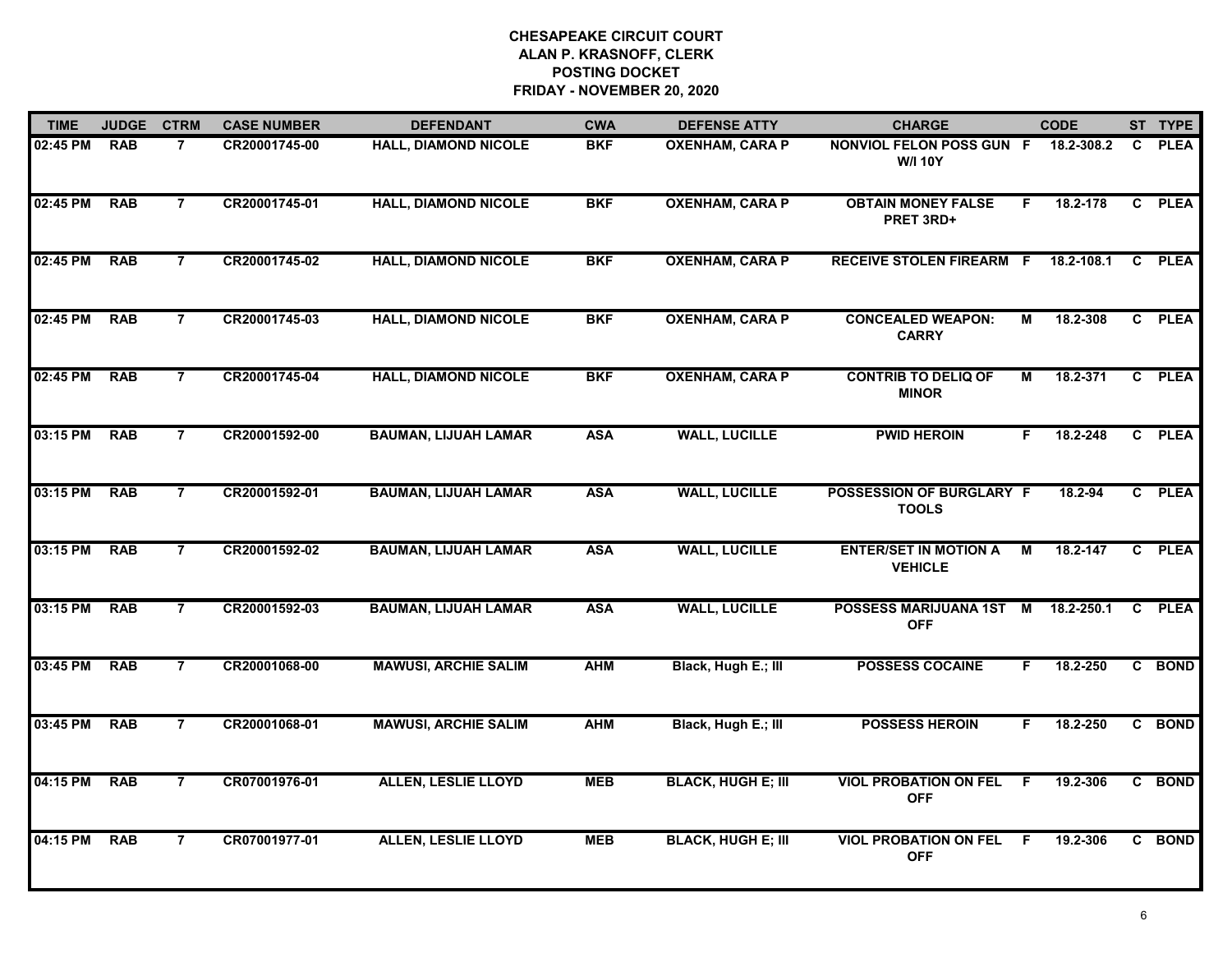# CHESAPEAKE CIRCUIT COURT
## ALAN P. KRASNOFF, CLERK
## POSTING DOCKET
## FRIDAY - NOVEMBER 20, 2020

| TIME | JUDGE | CTRM | CASE NUMBER | DEFENDANT | CWA | DEFENSE ATTY | CHARGE | | CODE | ST | TYPE |
|---|---|---|---|---|---|---|---|---|---|---|---|
| 02:45 PM | RAB | 7 | CR20001745-00 | HALL, DIAMOND NICOLE | BKF | OXENHAM, CARA P | NONVIOL FELON POSS GUN W/I 10Y | F | 18.2-308.2 | C | PLEA |
| 02:45 PM | RAB | 7 | CR20001745-01 | HALL, DIAMOND NICOLE | BKF | OXENHAM, CARA P | OBTAIN MONEY FALSE PRET 3RD+ | F | 18.2-178 | C | PLEA |
| 02:45 PM | RAB | 7 | CR20001745-02 | HALL, DIAMOND NICOLE | BKF | OXENHAM, CARA P | RECEIVE STOLEN FIREARM | F | 18.2-108.1 | C | PLEA |
| 02:45 PM | RAB | 7 | CR20001745-03 | HALL, DIAMOND NICOLE | BKF | OXENHAM, CARA P | CONCEALED WEAPON: CARRY | M | 18.2-308 | C | PLEA |
| 02:45 PM | RAB | 7 | CR20001745-04 | HALL, DIAMOND NICOLE | BKF | OXENHAM, CARA P | CONTRIB TO DELIQ OF MINOR | M | 18.2-371 | C | PLEA |
| 03:15 PM | RAB | 7 | CR20001592-00 | BAUMAN, LIJUAH LAMAR | ASA | WALL, LUCILLE | PWID HEROIN | F | 18.2-248 | C | PLEA |
| 03:15 PM | RAB | 7 | CR20001592-01 | BAUMAN, LIJUAH LAMAR | ASA | WALL, LUCILLE | POSSESSION OF BURGLARY TOOLS | F | 18.2-94 | C | PLEA |
| 03:15 PM | RAB | 7 | CR20001592-02 | BAUMAN, LIJUAH LAMAR | ASA | WALL, LUCILLE | ENTER/SET IN MOTION A VEHICLE | M | 18.2-147 | C | PLEA |
| 03:15 PM | RAB | 7 | CR20001592-03 | BAUMAN, LIJUAH LAMAR | ASA | WALL, LUCILLE | POSSESS MARIJUANA 1ST OFF | M | 18.2-250.1 | C | PLEA |
| 03:45 PM | RAB | 7 | CR20001068-00 | MAWUSI, ARCHIE SALIM | AHM | Black, Hugh E.; III | POSSESS COCAINE | F | 18.2-250 | C | BOND |
| 03:45 PM | RAB | 7 | CR20001068-01 | MAWUSI, ARCHIE SALIM | AHM | Black, Hugh E.; III | POSSESS HEROIN | F | 18.2-250 | C | BOND |
| 04:15 PM | RAB | 7 | CR07001976-01 | ALLEN, LESLIE LLOYD | MEB | BLACK, HUGH E; III | VIOL PROBATION ON FEL OFF | F | 19.2-306 | C | BOND |
| 04:15 PM | RAB | 7 | CR07001977-01 | ALLEN, LESLIE LLOYD | MEB | BLACK, HUGH E; III | VIOL PROBATION ON FEL OFF | F | 19.2-306 | C | BOND |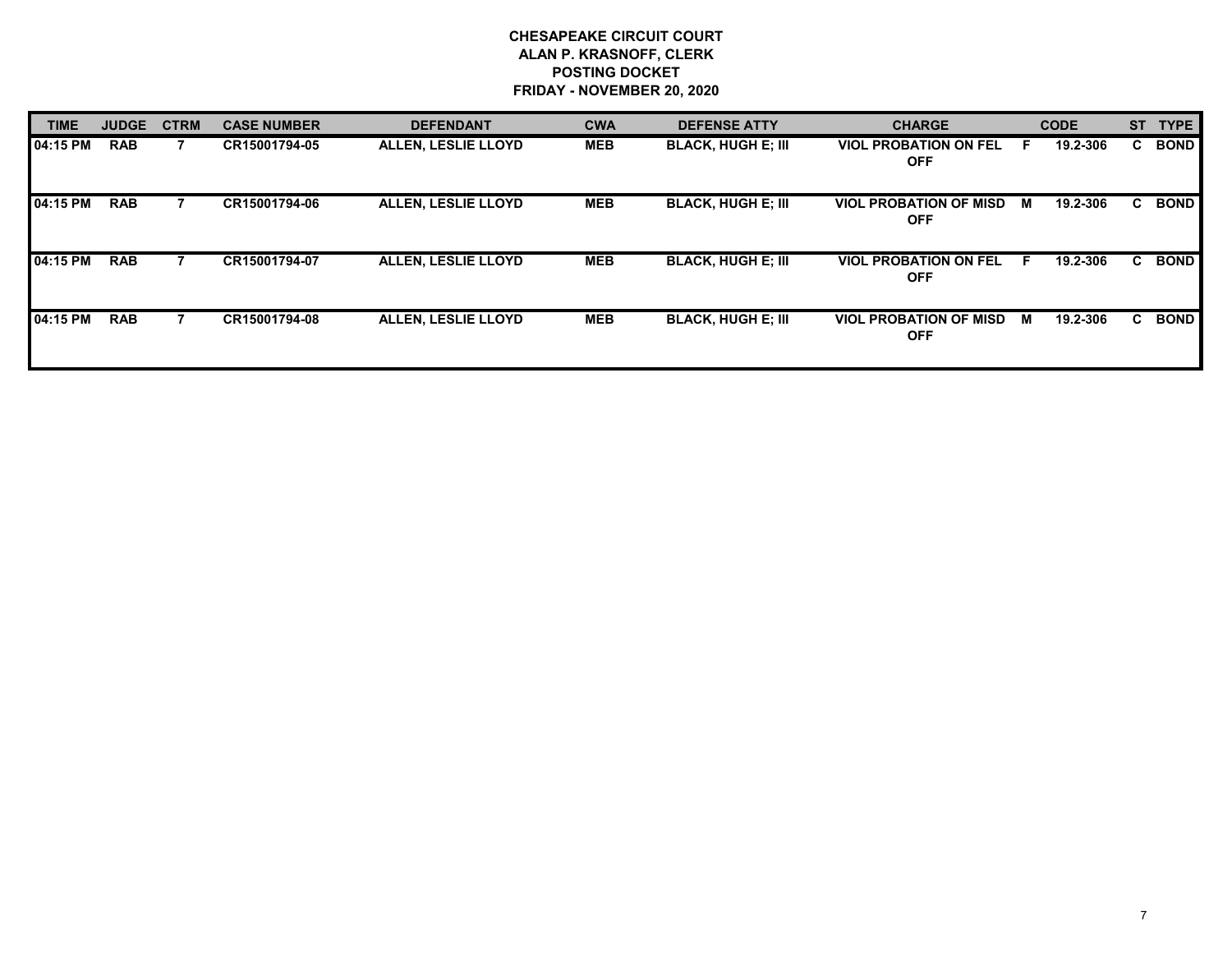**CHESAPEAKE CIRCUIT COURT**
**ALAN P. KRASNOFF, CLERK**
**POSTING DOCKET**
**FRIDAY - NOVEMBER 20, 2020**

| TIME | JUDGE | CTRM | CASE NUMBER | DEFENDANT | CWA | DEFENSE ATTY | CHARGE | | CODE | ST | TYPE |
|---|---|---|---|---|---|---|---|---|---|---|---|
| 04:15 PM | RAB | 7 | CR15001794-05 | ALLEN, LESLIE LLOYD | MEB | BLACK, HUGH E; III | VIOL PROBATION ON FEL OFF | F | 19.2-306 | C | BOND |
| 04:15 PM | RAB | 7 | CR15001794-06 | ALLEN, LESLIE LLOYD | MEB | BLACK, HUGH E; III | VIOL PROBATION OF MISD OFF | M | 19.2-306 | C | BOND |
| 04:15 PM | RAB | 7 | CR15001794-07 | ALLEN, LESLIE LLOYD | MEB | BLACK, HUGH E; III | VIOL PROBATION ON FEL OFF | F | 19.2-306 | C | BOND |
| 04:15 PM | RAB | 7 | CR15001794-08 | ALLEN, LESLIE LLOYD | MEB | BLACK, HUGH E; III | VIOL PROBATION OF MISD OFF | M | 19.2-306 | C | BOND |